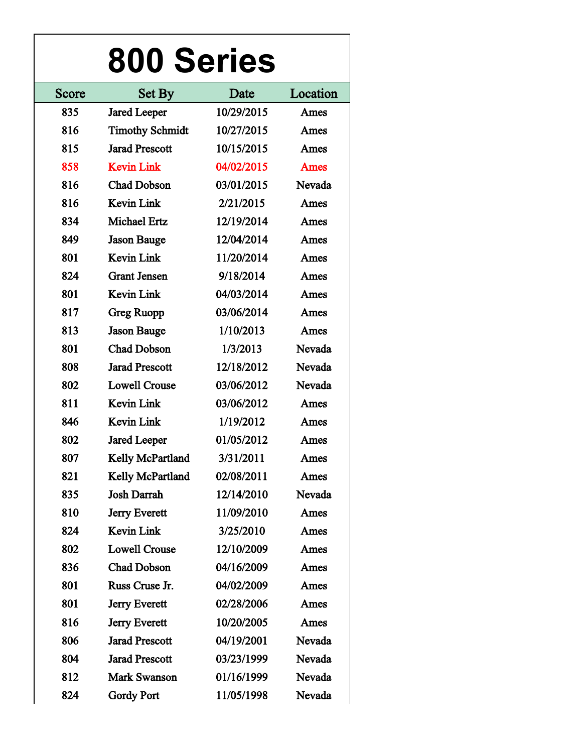# 800 Series

| Score | Set By | Date | Location |
|---|---|---|---|
| 835 | Jared Leeper | 10/29/2015 | Ames |
| 816 | Timothy Schmidt | 10/27/2015 | Ames |
| 815 | Jarad Prescott | 10/15/2015 | Ames |
| 858 | Kevin Link | 04/02/2015 | Ames |
| 816 | Chad Dobson | 03/01/2015 | Nevada |
| 816 | Kevin Link | 2/21/2015 | Ames |
| 834 | Michael Ertz | 12/19/2014 | Ames |
| 849 | Jason Bauge | 12/04/2014 | Ames |
| 801 | Kevin Link | 11/20/2014 | Ames |
| 824 | Grant Jensen | 9/18/2014 | Ames |
| 801 | Kevin Link | 04/03/2014 | Ames |
| 817 | Greg Ruopp | 03/06/2014 | Ames |
| 813 | Jason Bauge | 1/10/2013 | Ames |
| 801 | Chad Dobson | 1/3/2013 | Nevada |
| 808 | Jarad Prescott | 12/18/2012 | Nevada |
| 802 | Lowell Crouse | 03/06/2012 | Nevada |
| 811 | Kevin Link | 03/06/2012 | Ames |
| 846 | Kevin Link | 1/19/2012 | Ames |
| 802 | Jared Leeper | 01/05/2012 | Ames |
| 807 | Kelly McPartland | 3/31/2011 | Ames |
| 821 | Kelly McPartland | 02/08/2011 | Ames |
| 835 | Josh Darrah | 12/14/2010 | Nevada |
| 810 | Jerry Everett | 11/09/2010 | Ames |
| 824 | Kevin Link | 3/25/2010 | Ames |
| 802 | Lowell Crouse | 12/10/2009 | Ames |
| 836 | Chad Dobson | 04/16/2009 | Ames |
| 801 | Russ Cruse Jr. | 04/02/2009 | Ames |
| 801 | Jerry Everett | 02/28/2006 | Ames |
| 816 | Jerry Everett | 10/20/2005 | Ames |
| 806 | Jarad Prescott | 04/19/2001 | Nevada |
| 804 | Jarad Prescott | 03/23/1999 | Nevada |
| 812 | Mark Swanson | 01/16/1999 | Nevada |
| 824 | Gordy Port | 11/05/1998 | Nevada |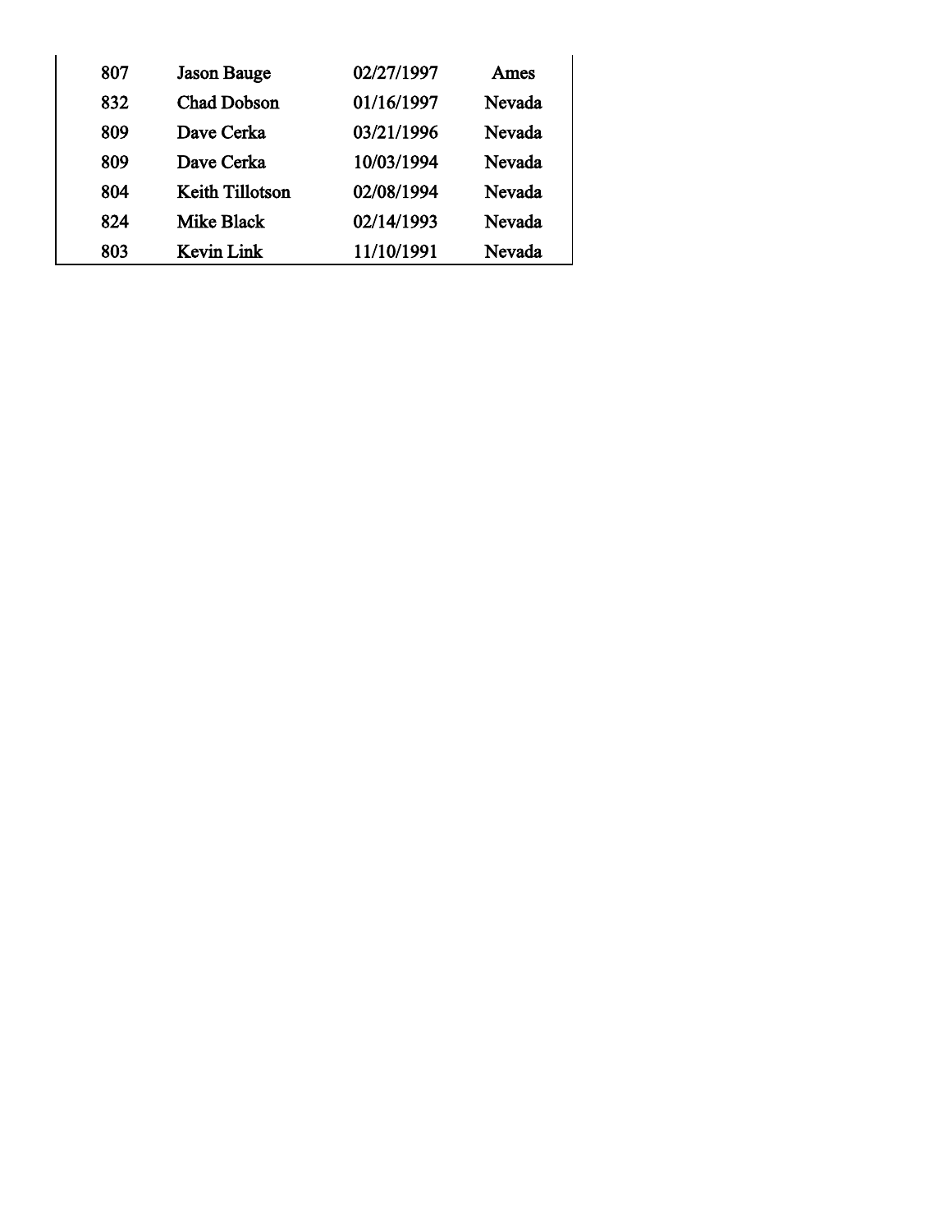| | | | |
|---|---|---|---|
| 807 | Jason Bauge | 02/27/1997 | Ames |
| 832 | Chad Dobson | 01/16/1997 | Nevada |
| 809 | Dave Cerka | 03/21/1996 | Nevada |
| 809 | Dave Cerka | 10/03/1994 | Nevada |
| 804 | Keith Tillotson | 02/08/1994 | Nevada |
| 824 | Mike Black | 02/14/1993 | Nevada |
| 803 | Kevin Link | 11/10/1991 | Nevada |